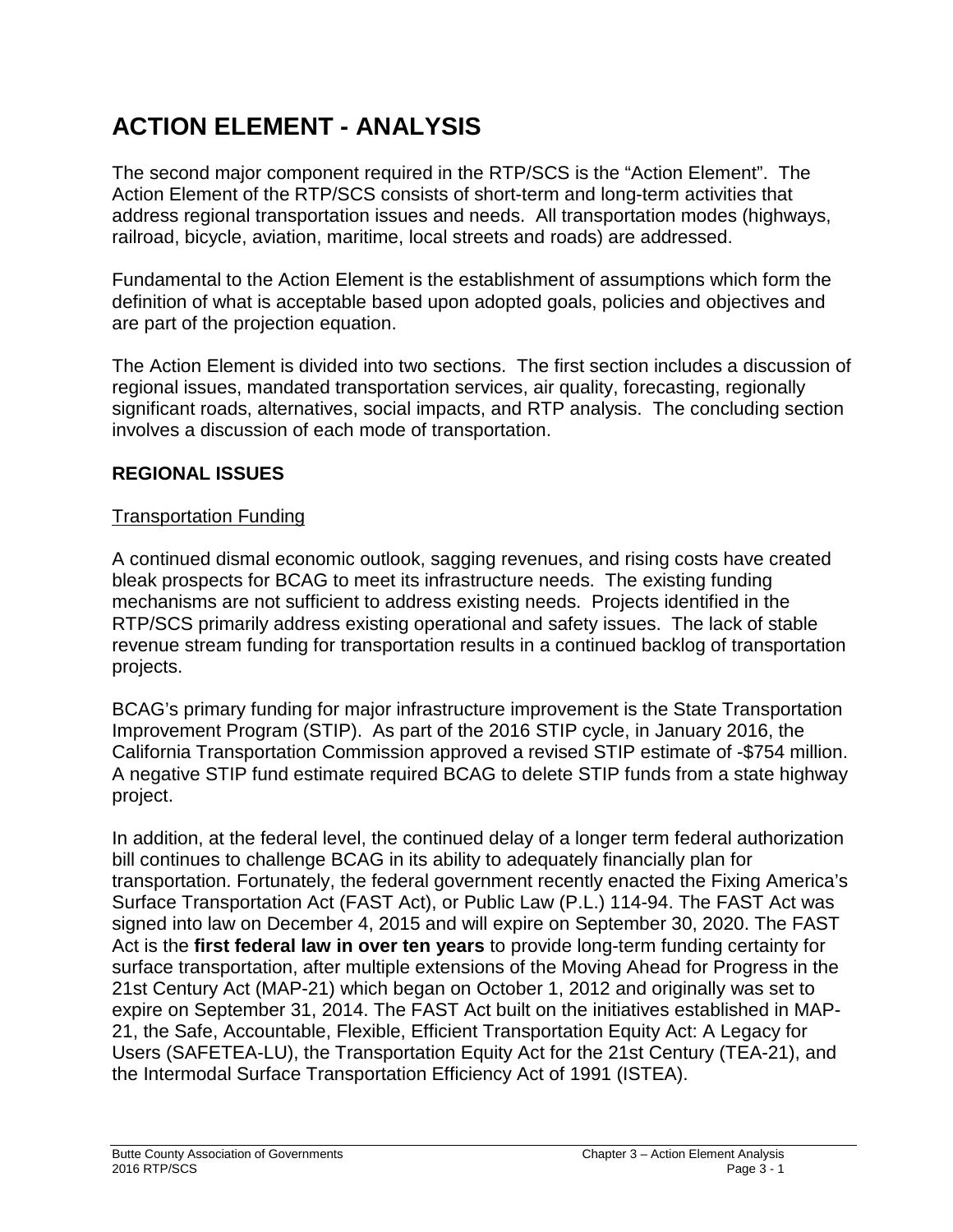# ACTION ELEMENT - ANALYSIS

The second major component required in the RTP/SCS is the "Action Element". The Action Element of the RTP/SCS consists of short-term and long-term activities that address regional transportation issues and needs. All transportation modes (highways, railroad, bicycle, aviation, maritime, local streets and roads) are addressed.

Fundamental to the Action Element is the establishment of assumptions which form the definition of what is acceptable based upon adopted goals, policies and objectives and are part of the projection equation.

The Action Element is divided into two sections. The first section includes a discussion of regional issues, mandated transportation services, air quality, forecasting, regionally significant roads, alternatives, social impacts, and RTP analysis. The concluding section involves a discussion of each mode of transportation.

## REGIONAL ISSUES

### Transportation Funding

A continued dismal economic outlook, sagging revenues, and rising costs have created bleak prospects for BCAG to meet its infrastructure needs. The existing funding mechanisms are not sufficient to address existing needs. Projects identified in the RTP/SCS primarily address existing operational and safety issues. The lack of stable revenue stream funding for transportation results in a continued backlog of transportation projects.

BCAG's primary funding for major infrastructure improvement is the State Transportation Improvement Program (STIP). As part of the 2016 STIP cycle, in January 2016, the California Transportation Commission approved a revised STIP estimate of -$754 million. A negative STIP fund estimate required BCAG to delete STIP funds from a state highway project.

In addition, at the federal level, the continued delay of a longer term federal authorization bill continues to challenge BCAG in its ability to adequately financially plan for transportation. Fortunately, the federal government recently enacted the Fixing America's Surface Transportation Act (FAST Act), or Public Law (P.L.) 114-94. The FAST Act was signed into law on December 4, 2015 and will expire on September 30, 2020. The FAST Act is the **first federal law in over ten years** to provide long-term funding certainty for surface transportation, after multiple extensions of the Moving Ahead for Progress in the 21st Century Act (MAP-21) which began on October 1, 2012 and originally was set to expire on September 31, 2014. The FAST Act built on the initiatives established in MAP-21, the Safe, Accountable, Flexible, Efficient Transportation Equity Act: A Legacy for Users (SAFETEA-LU), the Transportation Equity Act for the 21st Century (TEA-21), and the Intermodal Surface Transportation Efficiency Act of 1991 (ISTEA).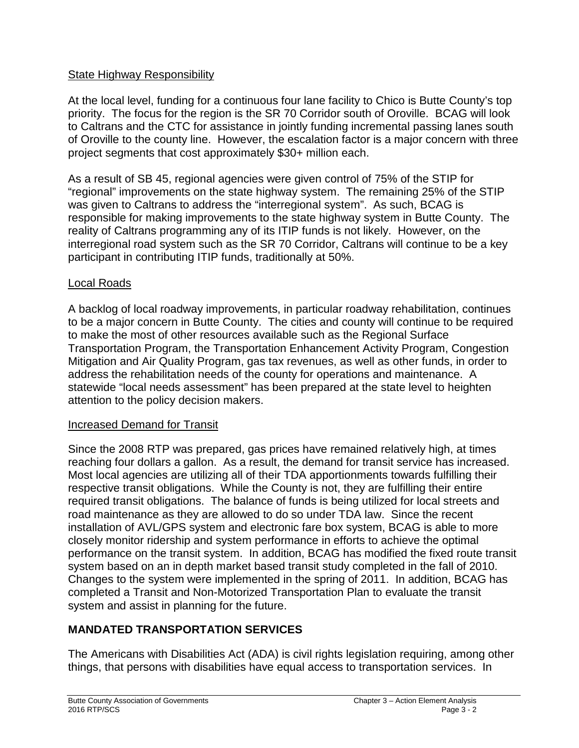State Highway Responsibility

At the local level, funding for a continuous four lane facility to Chico is Butte County's top priority. The focus for the region is the SR 70 Corridor south of Oroville. BCAG will look to Caltrans and the CTC for assistance in jointly funding incremental passing lanes south of Oroville to the county line. However, the escalation factor is a major concern with three project segments that cost approximately $30+ million each.

As a result of SB 45, regional agencies were given control of 75% of the STIP for "regional" improvements on the state highway system. The remaining 25% of the STIP was given to Caltrans to address the "interregional system". As such, BCAG is responsible for making improvements to the state highway system in Butte County. The reality of Caltrans programming any of its ITIP funds is not likely. However, on the interregional road system such as the SR 70 Corridor, Caltrans will continue to be a key participant in contributing ITIP funds, traditionally at 50%.

Local Roads

A backlog of local roadway improvements, in particular roadway rehabilitation, continues to be a major concern in Butte County. The cities and county will continue to be required to make the most of other resources available such as the Regional Surface Transportation Program, the Transportation Enhancement Activity Program, Congestion Mitigation and Air Quality Program, gas tax revenues, as well as other funds, in order to address the rehabilitation needs of the county for operations and maintenance. A statewide "local needs assessment" has been prepared at the state level to heighten attention to the policy decision makers.

Increased Demand for Transit

Since the 2008 RTP was prepared, gas prices have remained relatively high, at times reaching four dollars a gallon. As a result, the demand for transit service has increased. Most local agencies are utilizing all of their TDA apportionments towards fulfilling their respective transit obligations. While the County is not, they are fulfilling their entire required transit obligations. The balance of funds is being utilized for local streets and road maintenance as they are allowed to do so under TDA law. Since the recent installation of AVL/GPS system and electronic fare box system, BCAG is able to more closely monitor ridership and system performance in efforts to achieve the optimal performance on the transit system. In addition, BCAG has modified the fixed route transit system based on an in depth market based transit study completed in the fall of 2010. Changes to the system were implemented in the spring of 2011. In addition, BCAG has completed a Transit and Non-Motorized Transportation Plan to evaluate the transit system and assist in planning for the future.

## MANDATED TRANSPORTATION SERVICES

The Americans with Disabilities Act (ADA) is civil rights legislation requiring, among other things, that persons with disabilities have equal access to transportation services. In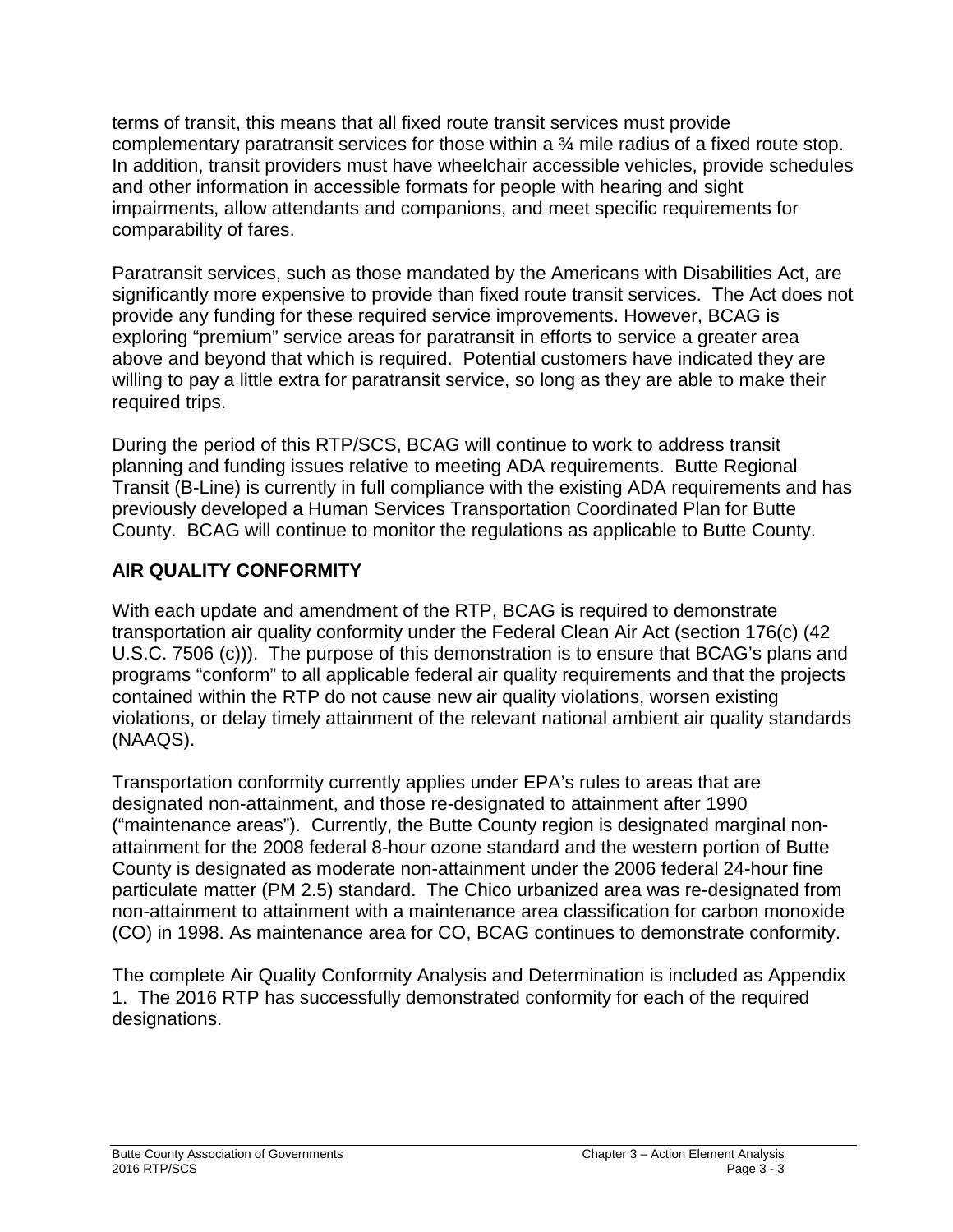terms of transit, this means that all fixed route transit services must provide complementary paratransit services for those within a ¾ mile radius of a fixed route stop. In addition, transit providers must have wheelchair accessible vehicles, provide schedules and other information in accessible formats for people with hearing and sight impairments, allow attendants and companions, and meet specific requirements for comparability of fares.

Paratransit services, such as those mandated by the Americans with Disabilities Act, are significantly more expensive to provide than fixed route transit services. The Act does not provide any funding for these required service improvements. However, BCAG is exploring "premium" service areas for paratransit in efforts to service a greater area above and beyond that which is required. Potential customers have indicated they are willing to pay a little extra for paratransit service, so long as they are able to make their required trips.

During the period of this RTP/SCS, BCAG will continue to work to address transit planning and funding issues relative to meeting ADA requirements. Butte Regional Transit (B-Line) is currently in full compliance with the existing ADA requirements and has previously developed a Human Services Transportation Coordinated Plan for Butte County. BCAG will continue to monitor the regulations as applicable to Butte County.

## AIR QUALITY CONFORMITY

With each update and amendment of the RTP, BCAG is required to demonstrate transportation air quality conformity under the Federal Clean Air Act (section 176(c) (42 U.S.C. 7506 (c))). The purpose of this demonstration is to ensure that BCAG's plans and programs "conform" to all applicable federal air quality requirements and that the projects contained within the RTP do not cause new air quality violations, worsen existing violations, or delay timely attainment of the relevant national ambient air quality standards (NAAQS).

Transportation conformity currently applies under EPA's rules to areas that are designated non-attainment, and those re-designated to attainment after 1990 ("maintenance areas"). Currently, the Butte County region is designated marginal non-attainment for the 2008 federal 8-hour ozone standard and the western portion of Butte County is designated as moderate non-attainment under the 2006 federal 24-hour fine particulate matter (PM 2.5) standard. The Chico urbanized area was re-designated from non-attainment to attainment with a maintenance area classification for carbon monoxide (CO) in 1998. As maintenance area for CO, BCAG continues to demonstrate conformity.

The complete Air Quality Conformity Analysis and Determination is included as Appendix 1. The 2016 RTP has successfully demonstrated conformity for each of the required designations.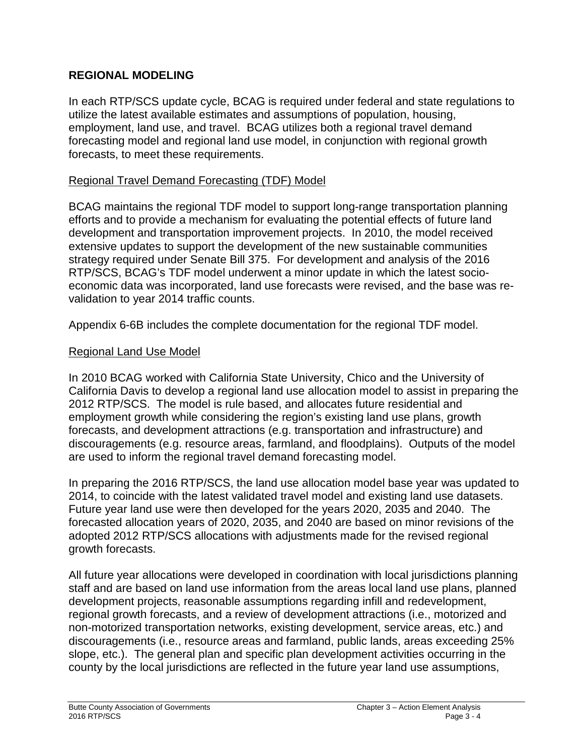## REGIONAL MODELING

In each RTP/SCS update cycle, BCAG is required under federal and state regulations to utilize the latest available estimates and assumptions of population, housing, employment, land use, and travel. BCAG utilizes both a regional travel demand forecasting model and regional land use model, in conjunction with regional growth forecasts, to meet these requirements.

### Regional Travel Demand Forecasting (TDF) Model

BCAG maintains the regional TDF model to support long-range transportation planning efforts and to provide a mechanism for evaluating the potential effects of future land development and transportation improvement projects. In 2010, the model received extensive updates to support the development of the new sustainable communities strategy required under Senate Bill 375. For development and analysis of the 2016 RTP/SCS, BCAG's TDF model underwent a minor update in which the latest socio-economic data was incorporated, land use forecasts were revised, and the base was re-validation to year 2014 traffic counts.

Appendix 6-6B includes the complete documentation for the regional TDF model.

### Regional Land Use Model

In 2010 BCAG worked with California State University, Chico and the University of California Davis to develop a regional land use allocation model to assist in preparing the 2012 RTP/SCS. The model is rule based, and allocates future residential and employment growth while considering the region's existing land use plans, growth forecasts, and development attractions (e.g. transportation and infrastructure) and discouragements (e.g. resource areas, farmland, and floodplains). Outputs of the model are used to inform the regional travel demand forecasting model.

In preparing the 2016 RTP/SCS, the land use allocation model base year was updated to 2014, to coincide with the latest validated travel model and existing land use datasets. Future year land use were then developed for the years 2020, 2035 and 2040. The forecasted allocation years of 2020, 2035, and 2040 are based on minor revisions of the adopted 2012 RTP/SCS allocations with adjustments made for the revised regional growth forecasts.

All future year allocations were developed in coordination with local jurisdictions planning staff and are based on land use information from the areas local land use plans, planned development projects, reasonable assumptions regarding infill and redevelopment, regional growth forecasts, and a review of development attractions (i.e., motorized and non-motorized transportation networks, existing development, service areas, etc.) and discouragements (i.e., resource areas and farmland, public lands, areas exceeding 25% slope, etc.). The general plan and specific plan development activities occurring in the county by the local jurisdictions are reflected in the future year land use assumptions,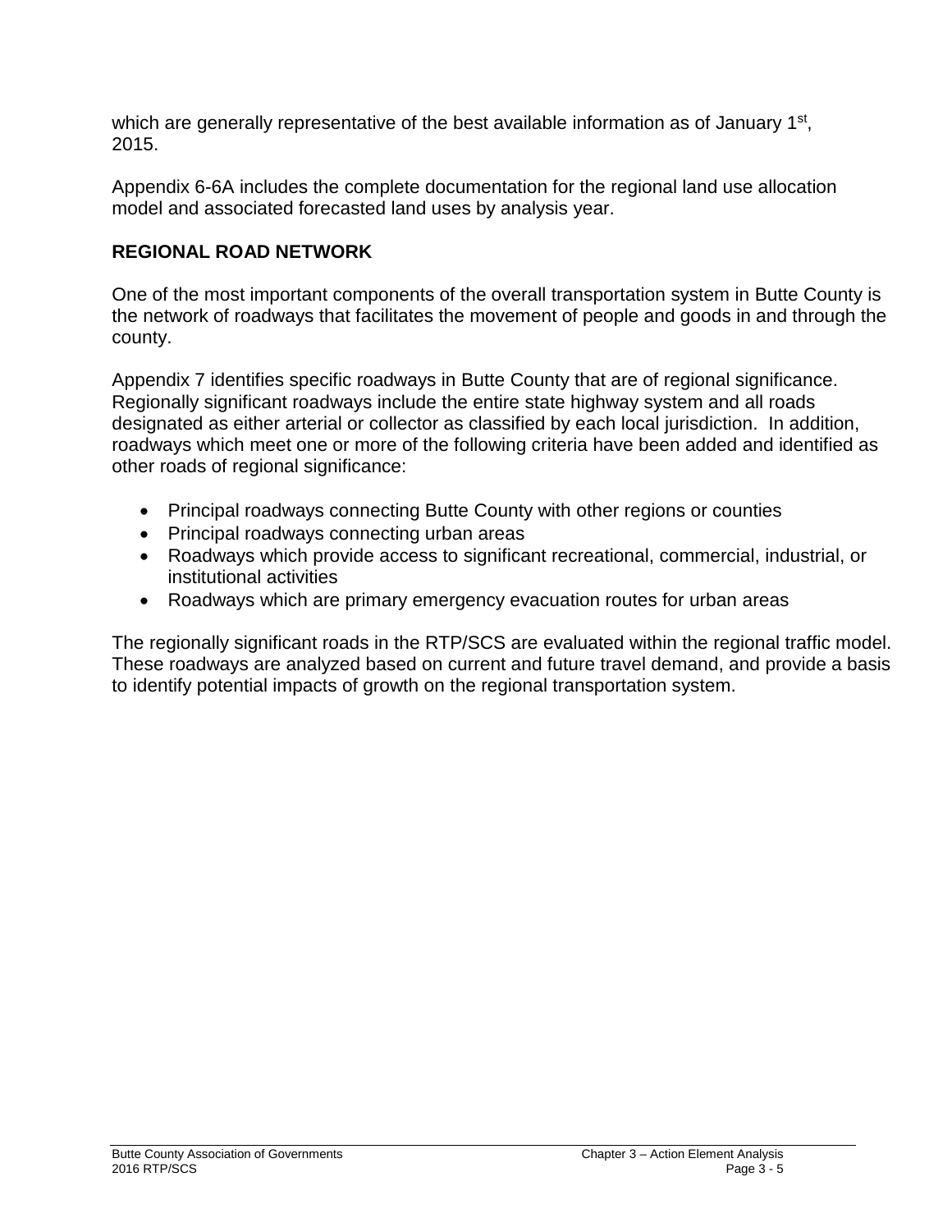which are generally representative of the best available information as of January 1st, 2015.

Appendix 6-6A includes the complete documentation for the regional land use allocation model and associated forecasted land uses by analysis year.

## REGIONAL ROAD NETWORK

One of the most important components of the overall transportation system in Butte County is the network of roadways that facilitates the movement of people and goods in and through the county.

Appendix 7 identifies specific roadways in Butte County that are of regional significance. Regionally significant roadways include the entire state highway system and all roads designated as either arterial or collector as classified by each local jurisdiction. In addition, roadways which meet one or more of the following criteria have been added and identified as other roads of regional significance:

- Principal roadways connecting Butte County with other regions or counties
- Principal roadways connecting urban areas
- Roadways which provide access to significant recreational, commercial, industrial, or institutional activities
- Roadways which are primary emergency evacuation routes for urban areas

The regionally significant roads in the RTP/SCS are evaluated within the regional traffic model. These roadways are analyzed based on current and future travel demand, and provide a basis to identify potential impacts of growth on the regional transportation system.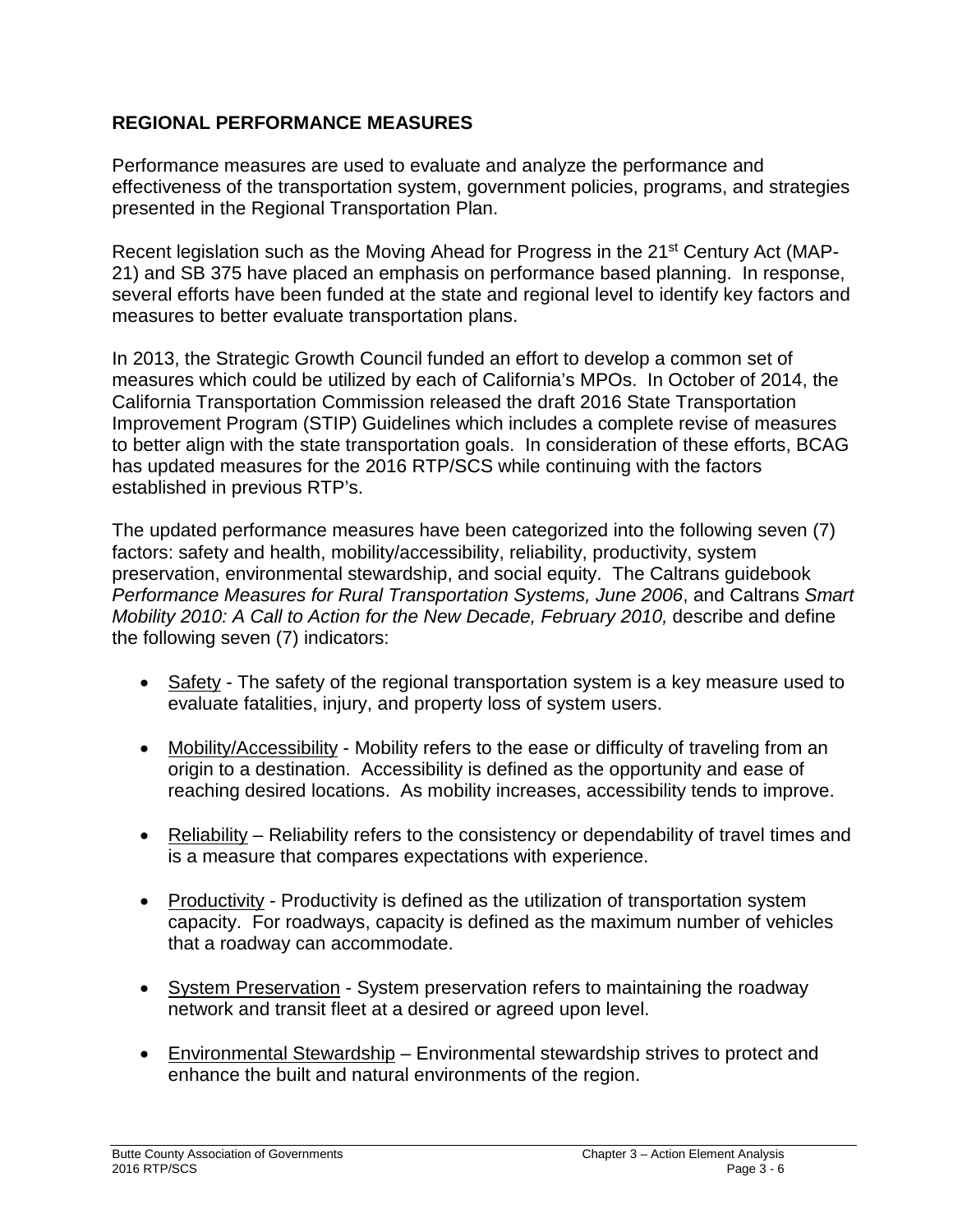## REGIONAL PERFORMANCE MEASURES

Performance measures are used to evaluate and analyze the performance and effectiveness of the transportation system, government policies, programs, and strategies presented in the Regional Transportation Plan.

Recent legislation such as the Moving Ahead for Progress in the 21st Century Act (MAP-21) and SB 375 have placed an emphasis on performance based planning. In response, several efforts have been funded at the state and regional level to identify key factors and measures to better evaluate transportation plans.

In 2013, the Strategic Growth Council funded an effort to develop a common set of measures which could be utilized by each of California's MPOs. In October of 2014, the California Transportation Commission released the draft 2016 State Transportation Improvement Program (STIP) Guidelines which includes a complete revise of measures to better align with the state transportation goals. In consideration of these efforts, BCAG has updated measures for the 2016 RTP/SCS while continuing with the factors established in previous RTP's.

The updated performance measures have been categorized into the following seven (7) factors: safety and health, mobility/accessibility, reliability, productivity, system preservation, environmental stewardship, and social equity. The Caltrans guidebook *Performance Measures for Rural Transportation Systems, June 2006*, and Caltrans *Smart Mobility 2010: A Call to Action for the New Decade, February 2010,* describe and define the following seven (7) indicators:

- Safety - The safety of the regional transportation system is a key measure used to evaluate fatalities, injury, and property loss of system users.
- Mobility/Accessibility - Mobility refers to the ease or difficulty of traveling from an origin to a destination. Accessibility is defined as the opportunity and ease of reaching desired locations. As mobility increases, accessibility tends to improve.
- Reliability – Reliability refers to the consistency or dependability of travel times and is a measure that compares expectations with experience.
- Productivity - Productivity is defined as the utilization of transportation system capacity. For roadways, capacity is defined as the maximum number of vehicles that a roadway can accommodate.
- System Preservation - System preservation refers to maintaining the roadway network and transit fleet at a desired or agreed upon level.
- Environmental Stewardship – Environmental stewardship strives to protect and enhance the built and natural environments of the region.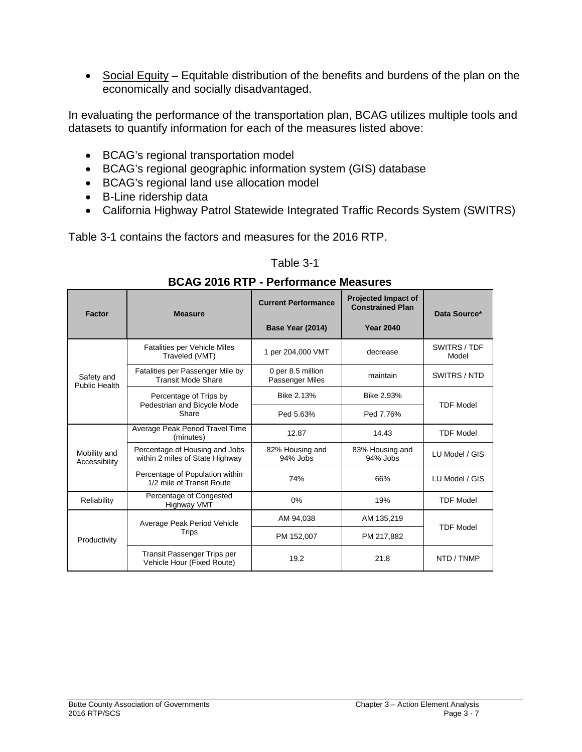- Social Equity – Equitable distribution of the benefits and burdens of the plan on the economically and socially disadvantaged.

In evaluating the performance of the transportation plan, BCAG utilizes multiple tools and datasets to quantify information for each of the measures listed above:

- BCAG's regional transportation model
- BCAG's regional geographic information system (GIS) database
- BCAG's regional land use allocation model
- B-Line ridership data
- California Highway Patrol Statewide Integrated Traffic Records System (SWITRS)

Table 3-1 contains the factors and measures for the 2016 RTP.

Table 3-1

**BCAG 2016 RTP - Performance Measures**

| Factor | Measure | Current Performance Base Year (2014) | Projected Impact of Constrained Plan Year 2040 | Data Source* |
|---|---|---|---|---|
| Safety and Public Health | Fatalities per Vehicle Miles Traveled (VMT) | 1 per 204,000 VMT | decrease | SWITRS / TDF Model |
| | Fatalities per Passenger Mile by Transit Mode Share | 0 per 8.5 million Passenger Miles | maintain | SWITRS / NTD |
| | Percentage of Trips by Pedestrian and Bicycle Mode Share | Bike 2.13% | Bike 2.93% | TDF Model |
| | | Ped 5.63% | Ped 7.76% | |
| Mobility and Accessibility | Average Peak Period Travel Time (minutes) | 12.87 | 14.43 | TDF Model |
| | Percentage of Housing and Jobs within 2 miles of State Highway | 82% Housing and 94% Jobs | 83% Housing and 94% Jobs | LU Model / GIS |
| | Percentage of Population within 1/2 mile of Transit Route | 74% | 66% | LU Model / GIS |
| Reliability | Percentage of Congested Highway VMT | 0% | 19% | TDF Model |
| Productivity | Average Peak Period Vehicle Trips | AM 94,038 | AM 135,219 | TDF Model |
| | | PM 152,007 | PM 217,882 | |
| | Transit Passenger Trips per Vehicle Hour (Fixed Route) | 19.2 | 21.8 | NTD / TNMP |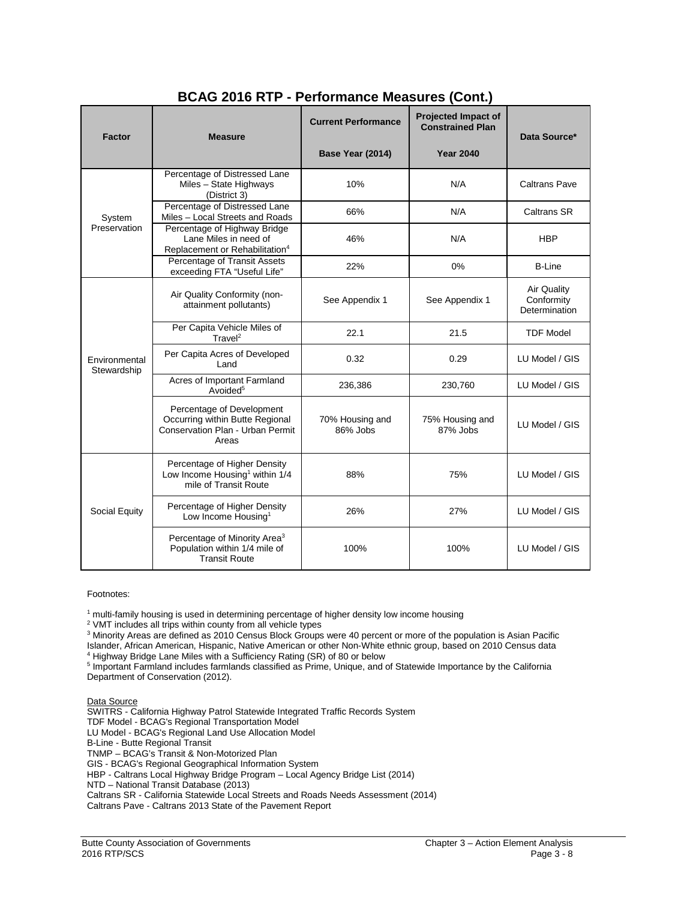## BCAG 2016 RTP - Performance Measures (Cont.)

| Factor | Measure | Current Performance<br>Base Year (2014) | Projected Impact of Constrained Plan<br>Year 2040 | Data Source* |
|---|---|---|---|---|
| System Preservation | Percentage of Distressed Lane Miles – State Highways (District 3) | 10% | N/A | Caltrans Pave |
| | Percentage of Distressed Lane Miles – Local Streets and Roads | 66% | N/A | Caltrans SR |
| | Percentage of Highway Bridge Lane Miles in need of Replacement or Rehabilitation[4] | 46% | N/A | HBP |
| | Percentage of Transit Assets exceeding FTA "Useful Life" | 22% | 0% | B-Line |
| Environmental Stewardship | Air Quality Conformity (non-attainment pollutants) | See Appendix 1 | See Appendix 1 | Air Quality Conformity Determination |
| | Per Capita Vehicle Miles of Travel[2] | 22.1 | 21.5 | TDF Model |
| | Per Capita Acres of Developed Land | 0.32 | 0.29 | LU Model / GIS |
| | Acres of Important Farmland Avoided[5] | 236,386 | 230,760 | LU Model / GIS |
| | Percentage of Development Occurring within Butte Regional Conservation Plan - Urban Permit Areas | 70% Housing and 86% Jobs | 75% Housing and 87% Jobs | LU Model / GIS |
| Social Equity | Percentage of Higher Density Low Income Housing[1] within 1/4 mile of Transit Route | 88% | 75% | LU Model / GIS |
| | Percentage of Higher Density Low Income Housing[1] | 26% | 27% | LU Model / GIS |
| | Percentage of Minority Area[3] Population within 1/4 mile of Transit Route | 100% | 100% | LU Model / GIS |

Footnotes:

[1] multi-family housing is used in determining percentage of higher density low income housing
[2] VMT includes all trips within county from all vehicle types
[3] Minority Areas are defined as 2010 Census Block Groups were 40 percent or more of the population is Asian Pacific Islander, African American, Hispanic, Native American or other Non-White ethnic group, based on 2010 Census data
[4] Highway Bridge Lane Miles with a Sufficiency Rating (SR) of 80 or below
[5] Important Farmland includes farmlands classified as Prime, Unique, and of Statewide Importance by the California Department of Conservation (2012).

Data Source

SWITRS - California Highway Patrol Statewide Integrated Traffic Records System
TDF Model - BCAG's Regional Transportation Model
LU Model - BCAG's Regional Land Use Allocation Model
B-Line - Butte Regional Transit
TNMP – BCAG's Transit & Non-Motorized Plan
GIS - BCAG's Regional Geographical Information System
HBP - Caltrans Local Highway Bridge Program – Local Agency Bridge List (2014)
NTD – National Transit Database (2013)
Caltrans SR - California Statewide Local Streets and Roads Needs Assessment (2014)
Caltrans Pave - Caltrans 2013 State of the Pavement Report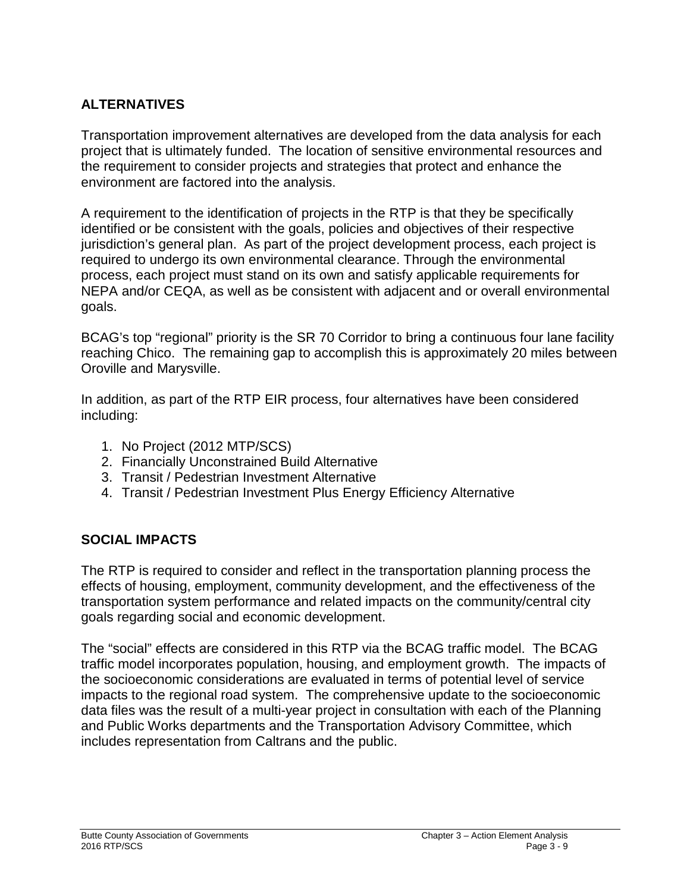## ALTERNATIVES

Transportation improvement alternatives are developed from the data analysis for each project that is ultimately funded. The location of sensitive environmental resources and the requirement to consider projects and strategies that protect and enhance the environment are factored into the analysis.

A requirement to the identification of projects in the RTP is that they be specifically identified or be consistent with the goals, policies and objectives of their respective jurisdiction's general plan. As part of the project development process, each project is required to undergo its own environmental clearance. Through the environmental process, each project must stand on its own and satisfy applicable requirements for NEPA and/or CEQA, as well as be consistent with adjacent and or overall environmental goals.

BCAG's top "regional" priority is the SR 70 Corridor to bring a continuous four lane facility reaching Chico. The remaining gap to accomplish this is approximately 20 miles between Oroville and Marysville.

In addition, as part of the RTP EIR process, four alternatives have been considered including:

1. No Project (2012 MTP/SCS)
2. Financially Unconstrained Build Alternative
3. Transit / Pedestrian Investment Alternative
4. Transit / Pedestrian Investment Plus Energy Efficiency Alternative

## SOCIAL IMPACTS

The RTP is required to consider and reflect in the transportation planning process the effects of housing, employment, community development, and the effectiveness of the transportation system performance and related impacts on the community/central city goals regarding social and economic development.

The "social" effects are considered in this RTP via the BCAG traffic model. The BCAG traffic model incorporates population, housing, and employment growth. The impacts of the socioeconomic considerations are evaluated in terms of potential level of service impacts to the regional road system. The comprehensive update to the socioeconomic data files was the result of a multi-year project in consultation with each of the Planning and Public Works departments and the Transportation Advisory Committee, which includes representation from Caltrans and the public.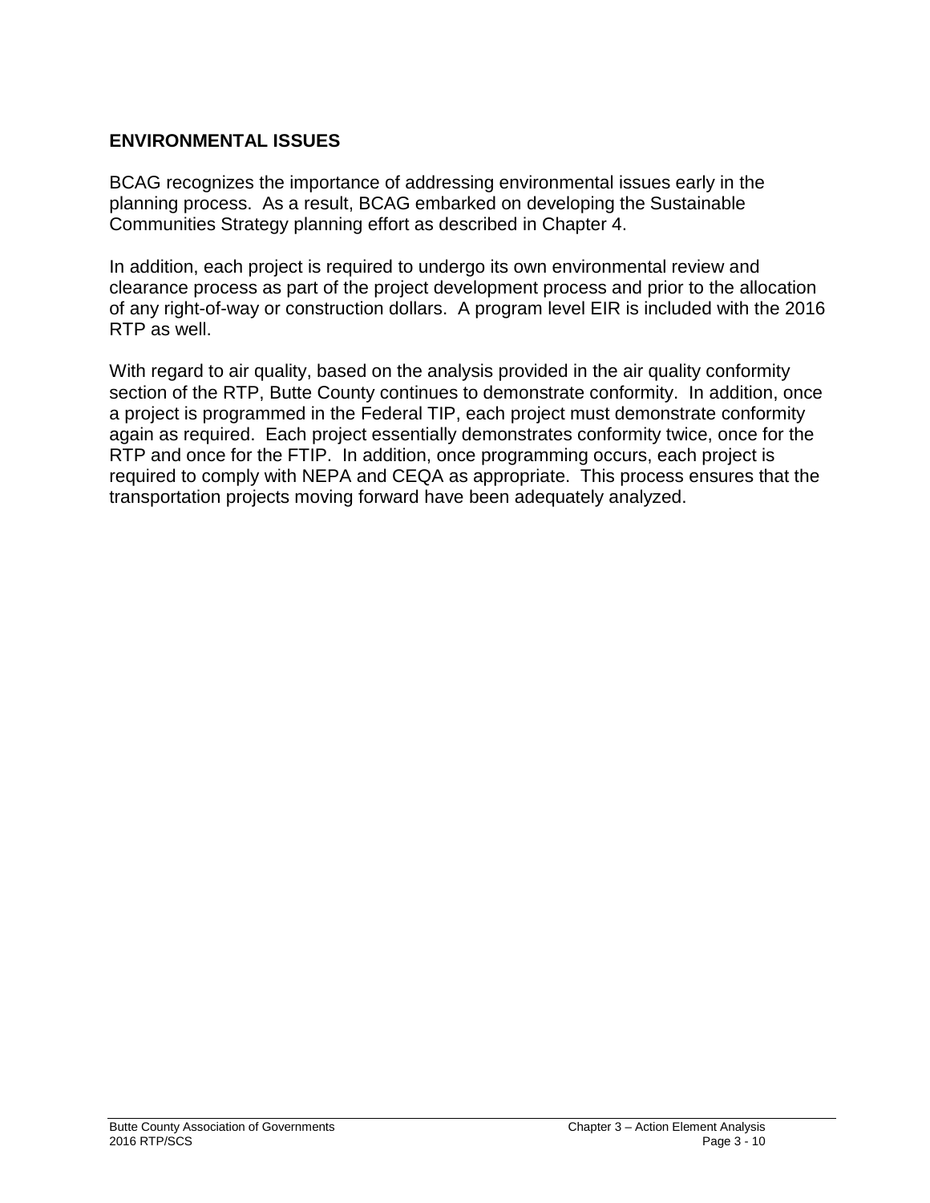## ENVIRONMENTAL ISSUES

BCAG recognizes the importance of addressing environmental issues early in the planning process. As a result, BCAG embarked on developing the Sustainable Communities Strategy planning effort as described in Chapter 4.

In addition, each project is required to undergo its own environmental review and clearance process as part of the project development process and prior to the allocation of any right-of-way or construction dollars. A program level EIR is included with the 2016 RTP as well.

With regard to air quality, based on the analysis provided in the air quality conformity section of the RTP, Butte County continues to demonstrate conformity. In addition, once a project is programmed in the Federal TIP, each project must demonstrate conformity again as required. Each project essentially demonstrates conformity twice, once for the RTP and once for the FTIP. In addition, once programming occurs, each project is required to comply with NEPA and CEQA as appropriate. This process ensures that the transportation projects moving forward have been adequately analyzed.